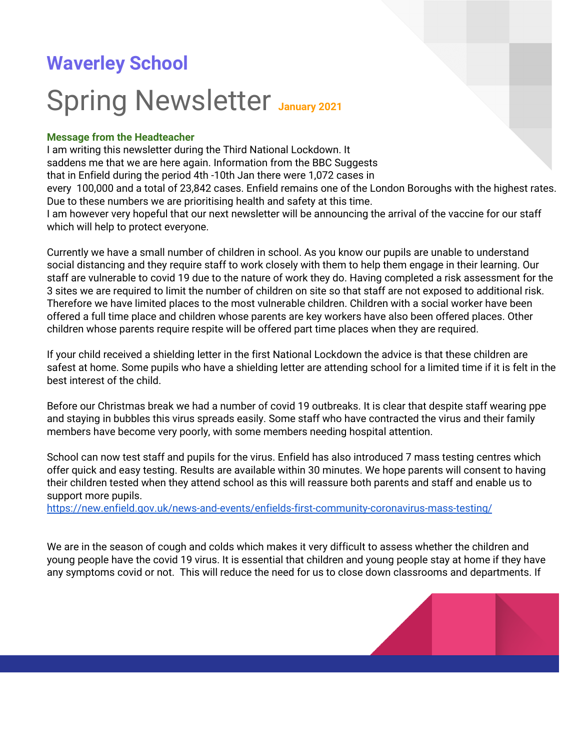# Waverley School

# Spring Newsletter January 2021

### Message from the Headteacher

I am writing this newsletter during the Third National Lockdown. It saddens me that we are here again. Information from the BBC Suggests that in Enfield during the period 4th -10th Jan there were 1,072 cases in every 100,000 and a total of 23,842 cases. Enfield remains one of the London Boroughs with the highest rates. Due to these numbers we are prioritising health and safety at this time.

I am however very hopeful that our next newsletter will be announcing the arrival of the vaccine for our staff which will help to protect everyone.

Currently we have a small number of children in school. As you know our pupils are unable to understand social distancing and they require staff to work closely with them to help them engage in their learning. Our staff are vulnerable to covid 19 due to the nature of work they do. Having completed a risk assessment for the 3 sites we are required to limit the number of children on site so that staff are not exposed to additional risk. Therefore we have limited places to the most vulnerable children. Children with a social worker have been offered a full time place and children whose parents are key workers have also been offered places. Other children whose parents require respite will be offered part time places when they are required.

If your child received a shielding letter in the first National Lockdown the advice is that these children are safest at home. Some pupils who have a shielding letter are attending school for a limited time if it is felt in the best interest of the child.

Before our Christmas break we had a number of covid 19 outbreaks. It is clear that despite staff wearing ppe and staying in bubbles this virus spreads easily. Some staff who have contracted the virus and their family members have become very poorly, with some members needing hospital attention.

School can now test staff and pupils for the virus. Enfield has also introduced 7 mass testing centres which offer quick and easy testing. Results are available within 30 minutes. We hope parents will consent to having their children tested when they attend school as this will reassure both parents and staff and enable us to support more pupils.

https://new.enfield.gov.uk/news-and-events/enfields-first-community-coronavirus-mass-testing/

We are in the season of cough and colds which makes it very difficult to assess whether the children and young people have the covid 19 virus. It is essential that children and young people stay at home if they have any symptoms covid or not. This will reduce the need for us to close down classrooms and departments. If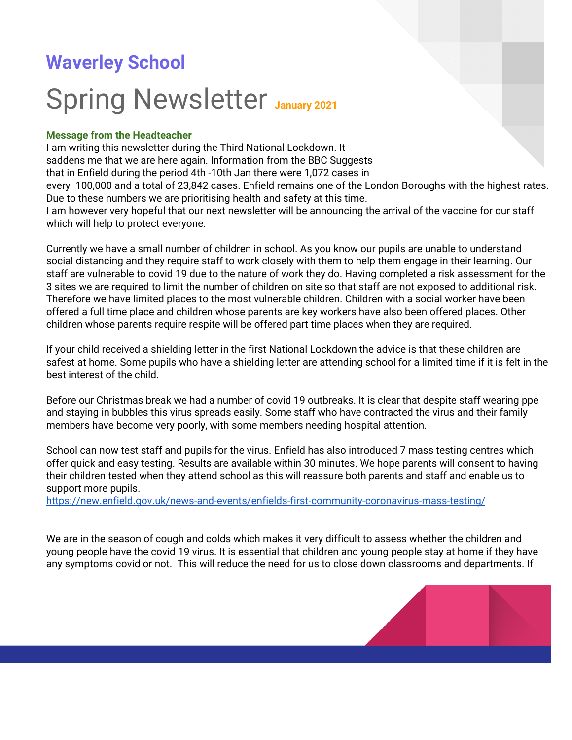# Waverley School

## Spring Newsletter January 2021

### Message from the Headteacher

I am writing this newsletter during the Third National Lockdown. It saddens me that we are here again. Information from the BBC Suggests that in Enfield during the period 4th -10th Jan there were 1,072 cases in every 100,000 and a total of 23,842 cases. Enfield remains one of the London Boroughs with the highest rates. Due to these numbers we are prioritising health and safety at this time.
I am however very hopeful that our next newsletter will be announcing the arrival of the vaccine for our staff which will help to protect everyone.

Currently we have a small number of children in school. As you know our pupils are unable to understand social distancing and they require staff to work closely with them to help them engage in their learning. Our staff are vulnerable to covid 19 due to the nature of work they do. Having completed a risk assessment for the 3 sites we are required to limit the number of children on site so that staff are not exposed to additional risk. Therefore we have limited places to the most vulnerable children. Children with a social worker have been offered a full time place and children whose parents are key workers have also been offered places. Other children whose parents require respite will be offered part time places when they are required.

If your child received a shielding letter in the first National Lockdown the advice is that these children are safest at home. Some pupils who have a shielding letter are attending school for a limited time if it is felt in the best interest of the child.

Before our Christmas break we had a number of covid 19 outbreaks. It is clear that despite staff wearing ppe and staying in bubbles this virus spreads easily. Some staff who have contracted the virus and their family members have become very poorly, with some members needing hospital attention.

School can now test staff and pupils for the virus. Enfield has also introduced 7 mass testing centres which offer quick and easy testing. Results are available within 30 minutes. We hope parents will consent to having their children tested when they attend school as this will reassure both parents and staff and enable us to support more pupils.
https://new.enfield.gov.uk/news-and-events/enfields-first-community-coronavirus-mass-testing/

We are in the season of cough and colds which makes it very difficult to assess whether the children and young people have the covid 19 virus. It is essential that children and young people stay at home if they have any symptoms covid or not. This will reduce the need for us to close down classrooms and departments. If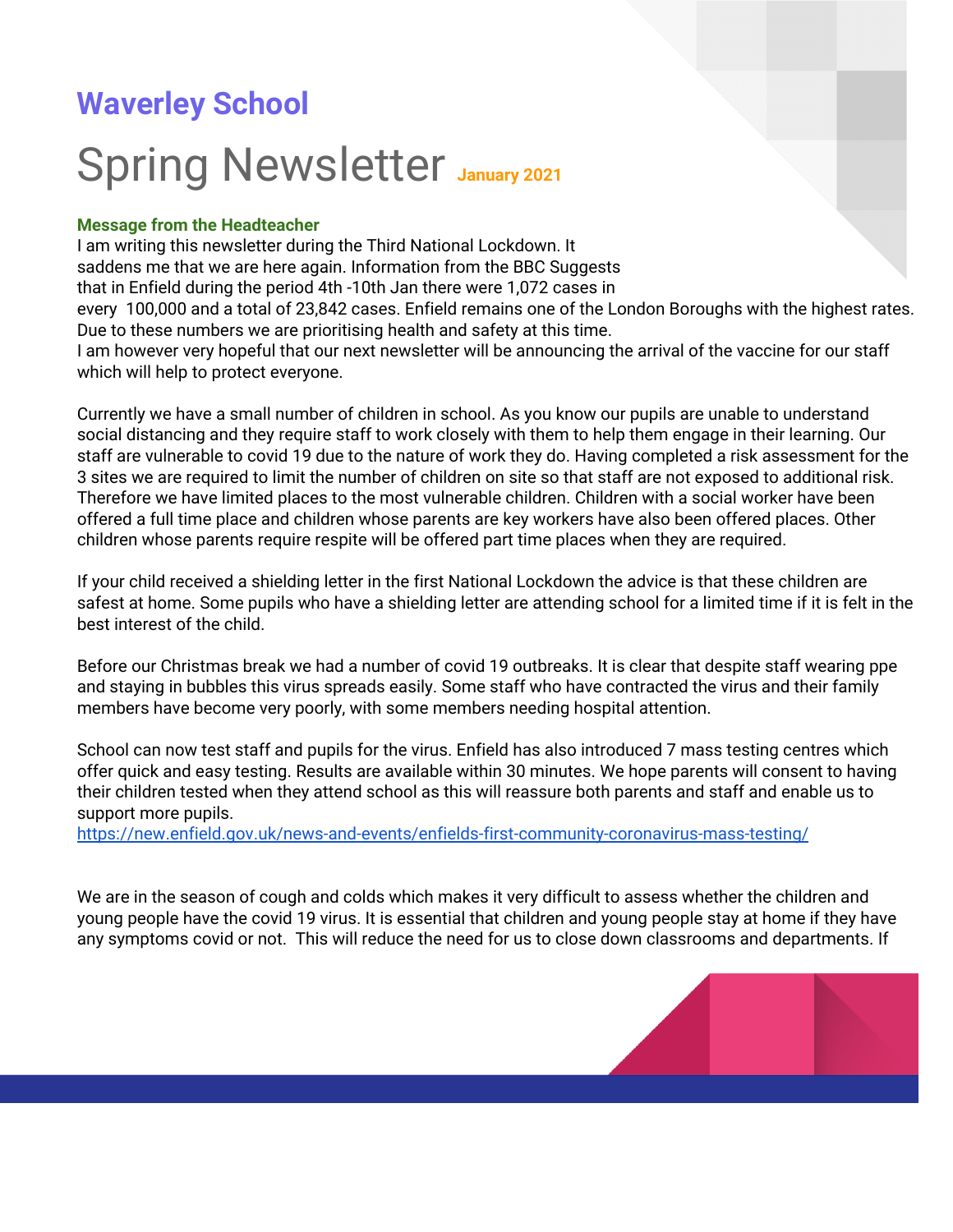# Waverley School

## Spring Newsletter January 2021

### Message from the Headteacher

I am writing this newsletter during the Third National Lockdown. It saddens me that we are here again. Information from the BBC Suggests that in Enfield during the period 4th -10th Jan there were 1,072 cases in every 100,000 and a total of 23,842 cases. Enfield remains one of the London Boroughs with the highest rates. Due to these numbers we are prioritising health and safety at this time.
I am however very hopeful that our next newsletter will be announcing the arrival of the vaccine for our staff which will help to protect everyone.

Currently we have a small number of children in school. As you know our pupils are unable to understand social distancing and they require staff to work closely with them to help them engage in their learning. Our staff are vulnerable to covid 19 due to the nature of work they do. Having completed a risk assessment for the 3 sites we are required to limit the number of children on site so that staff are not exposed to additional risk. Therefore we have limited places to the most vulnerable children. Children with a social worker have been offered a full time place and children whose parents are key workers have also been offered places. Other children whose parents require respite will be offered part time places when they are required.

If your child received a shielding letter in the first National Lockdown the advice is that these children are safest at home. Some pupils who have a shielding letter are attending school for a limited time if it is felt in the best interest of the child.

Before our Christmas break we had a number of covid 19 outbreaks. It is clear that despite staff wearing ppe and staying in bubbles this virus spreads easily. Some staff who have contracted the virus and their family members have become very poorly, with some members needing hospital attention.

School can now test staff and pupils for the virus. Enfield has also introduced 7 mass testing centres which offer quick and easy testing. Results are available within 30 minutes. We hope parents will consent to having their children tested when they attend school as this will reassure both parents and staff and enable us to support more pupils.
https://new.enfield.gov.uk/news-and-events/enfields-first-community-coronavirus-mass-testing/

We are in the season of cough and colds which makes it very difficult to assess whether the children and young people have the covid 19 virus. It is essential that children and young people stay at home if they have any symptoms covid or not. This will reduce the need for us to close down classrooms and departments. If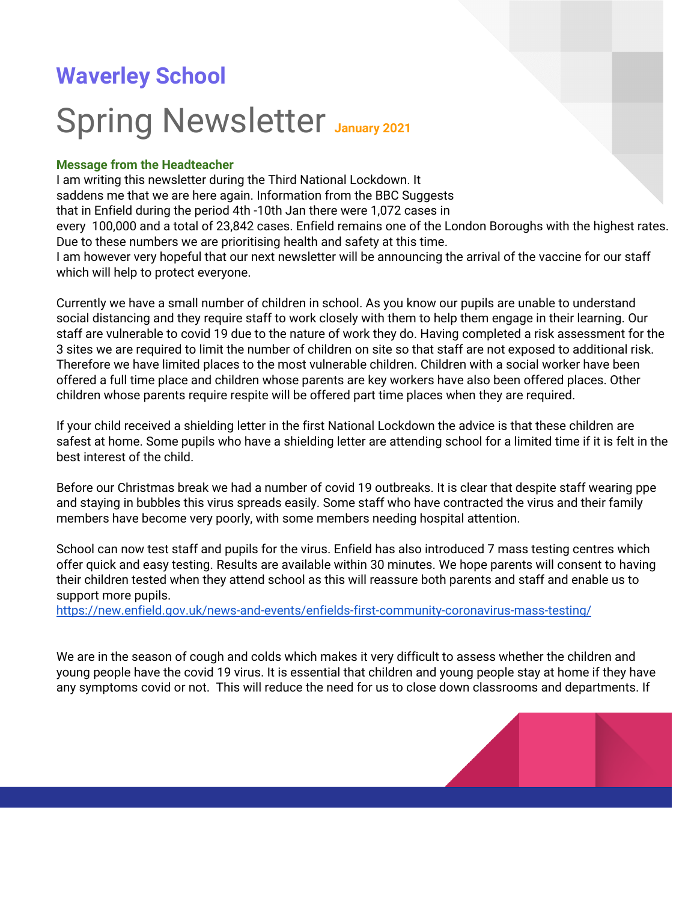# Waverley School

# Spring Newsletter January 2021

### Message from the Headteacher

I am writing this newsletter during the Third National Lockdown. It saddens me that we are here again. Information from the BBC Suggests that in Enfield during the period 4th -10th Jan there were 1,072 cases in every 100,000 and a total of 23,842 cases. Enfield remains one of the London Boroughs with the highest rates. Due to these numbers we are prioritising health and safety at this time.
I am however very hopeful that our next newsletter will be announcing the arrival of the vaccine for our staff which will help to protect everyone.

Currently we have a small number of children in school. As you know our pupils are unable to understand social distancing and they require staff to work closely with them to help them engage in their learning. Our staff are vulnerable to covid 19 due to the nature of work they do. Having completed a risk assessment for the 3 sites we are required to limit the number of children on site so that staff are not exposed to additional risk. Therefore we have limited places to the most vulnerable children. Children with a social worker have been offered a full time place and children whose parents are key workers have also been offered places. Other children whose parents require respite will be offered part time places when they are required.

If your child received a shielding letter in the first National Lockdown the advice is that these children are safest at home. Some pupils who have a shielding letter are attending school for a limited time if it is felt in the best interest of the child.

Before our Christmas break we had a number of covid 19 outbreaks. It is clear that despite staff wearing ppe and staying in bubbles this virus spreads easily. Some staff who have contracted the virus and their family members have become very poorly, with some members needing hospital attention.

School can now test staff and pupils for the virus. Enfield has also introduced 7 mass testing centres which offer quick and easy testing. Results are available within 30 minutes. We hope parents will consent to having their children tested when they attend school as this will reassure both parents and staff and enable us to support more pupils.
https://new.enfield.gov.uk/news-and-events/enfields-first-community-coronavirus-mass-testing/

We are in the season of cough and colds which makes it very difficult to assess whether the children and young people have the covid 19 virus. It is essential that children and young people stay at home if they have any symptoms covid or not. This will reduce the need for us to close down classrooms and departments. If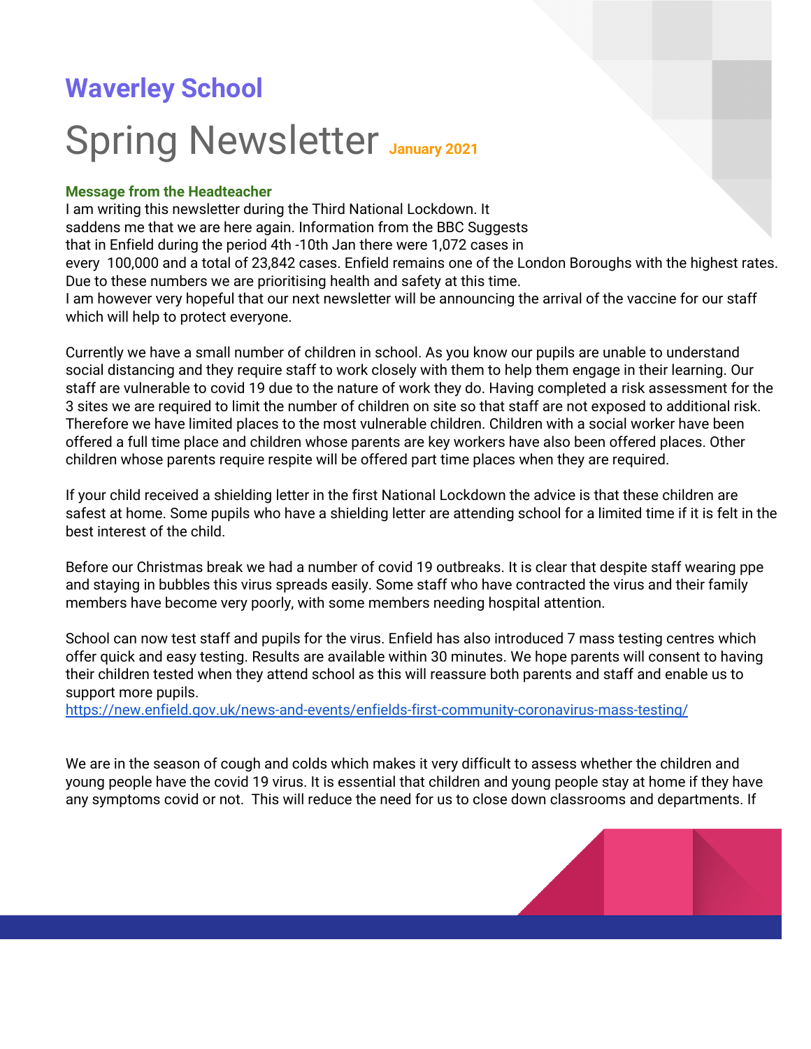# Waverley School

## Spring Newsletter January 2021

### Message from the Headteacher

I am writing this newsletter during the Third National Lockdown. It saddens me that we are here again. Information from the BBC Suggests that in Enfield during the period 4th -10th Jan there were 1,072 cases in every 100,000 and a total of 23,842 cases. Enfield remains one of the London Boroughs with the highest rates. Due to these numbers we are prioritising health and safety at this time.
I am however very hopeful that our next newsletter will be announcing the arrival of the vaccine for our staff which will help to protect everyone.

Currently we have a small number of children in school. As you know our pupils are unable to understand social distancing and they require staff to work closely with them to help them engage in their learning. Our staff are vulnerable to covid 19 due to the nature of work they do. Having completed a risk assessment for the 3 sites we are required to limit the number of children on site so that staff are not exposed to additional risk. Therefore we have limited places to the most vulnerable children. Children with a social worker have been offered a full time place and children whose parents are key workers have also been offered places. Other children whose parents require respite will be offered part time places when they are required.

If your child received a shielding letter in the first National Lockdown the advice is that these children are safest at home. Some pupils who have a shielding letter are attending school for a limited time if it is felt in the best interest of the child.

Before our Christmas break we had a number of covid 19 outbreaks. It is clear that despite staff wearing ppe and staying in bubbles this virus spreads easily. Some staff who have contracted the virus and their family members have become very poorly, with some members needing hospital attention.

School can now test staff and pupils for the virus. Enfield has also introduced 7 mass testing centres which offer quick and easy testing. Results are available within 30 minutes. We hope parents will consent to having their children tested when they attend school as this will reassure both parents and staff and enable us to support more pupils.
https://new.enfield.gov.uk/news-and-events/enfields-first-community-coronavirus-mass-testing/

We are in the season of cough and colds which makes it very difficult to assess whether the children and young people have the covid 19 virus. It is essential that children and young people stay at home if they have any symptoms covid or not. This will reduce the need for us to close down classrooms and departments. If